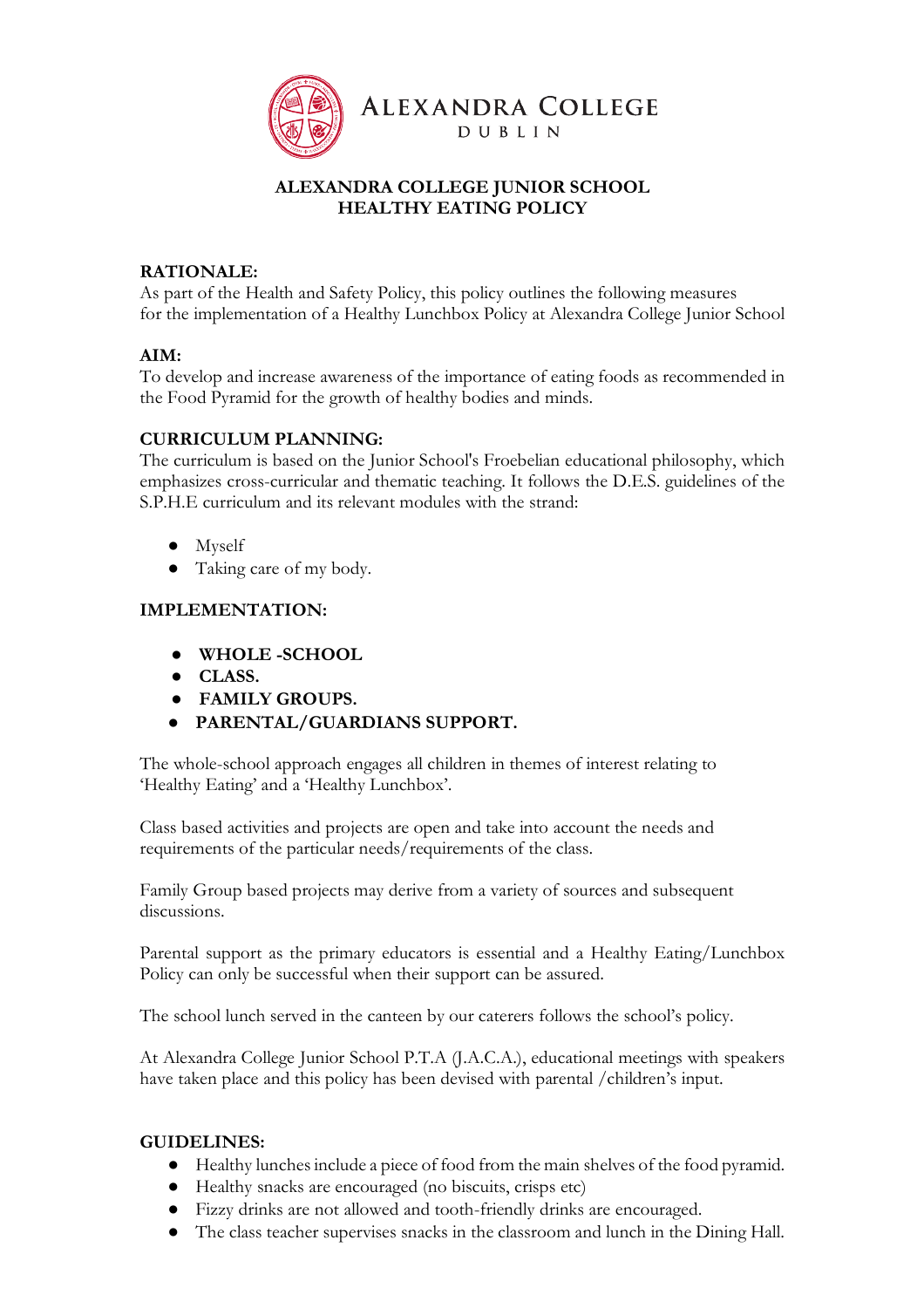# ALEXANDRA COLLEGE
DUBLIN

## ALEXANDRA COLLEGE JUNIOR SCHOOL HEALTHY EATING POLICY

**RATIONALE:**
As part of the Health and Safety Policy, this policy outlines the following measures for the implementation of a Healthy Lunchbox Policy at Alexandra College Junior School

**AIM:**
To develop and increase awareness of the importance of eating foods as recommended in the Food Pyramid for the growth of healthy bodies and minds.

**CURRICULUM PLANNING:**
The curriculum is based on the Junior School's Froebelian educational philosophy, which emphasizes cross-curricular and thematic teaching. It follows the D.E.S. guidelines of the S.P.H.E curriculum and its relevant modules with the strand:

- Myself
- Taking care of my body.

**IMPLEMENTATION:**

- **WHOLE -SCHOOL**
- **CLASS.**
- **FAMILY GROUPS.**
- **PARENTAL/GUARDIANS SUPPORT.**

The whole-school approach engages all children in themes of interest relating to 'Healthy Eating' and a 'Healthy Lunchbox'.

Class based activities and projects are open and take into account the needs and requirements of the particular needs/requirements of the class.

Family Group based projects may derive from a variety of sources and subsequent discussions.

Parental support as the primary educators is essential and a Healthy Eating/Lunchbox Policy can only be successful when their support can be assured.

The school lunch served in the canteen by our caterers follows the school's policy.

At Alexandra College Junior School P.T.A (J.A.C.A.), educational meetings with speakers have taken place and this policy has been devised with parental /children's input.

**GUIDELINES:**

- Healthy lunches include a piece of food from the main shelves of the food pyramid.
- Healthy snacks are encouraged (no biscuits, crisps etc)
- Fizzy drinks are not allowed and tooth-friendly drinks are encouraged.
- The class teacher supervises snacks in the classroom and lunch in the Dining Hall.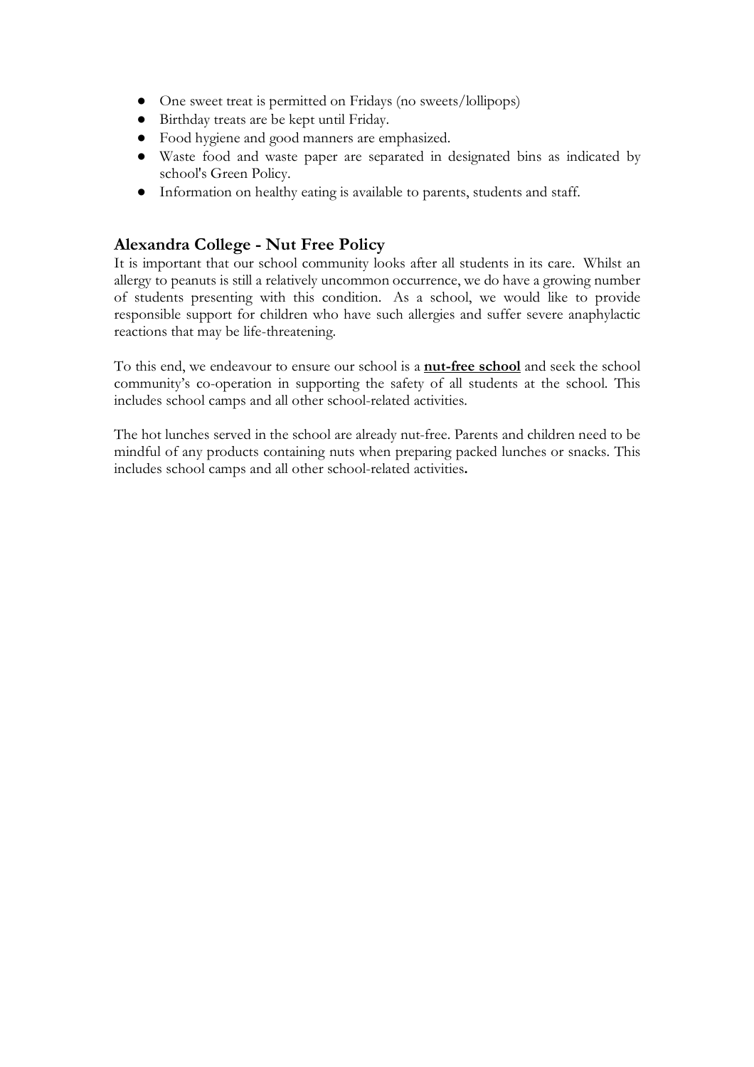- One sweet treat is permitted on Fridays (no sweets/lollipops)
- Birthday treats are be kept until Friday.
- Food hygiene and good manners are emphasized.
- Waste food and waste paper are separated in designated bins as indicated by school's Green Policy.
- Information on healthy eating is available to parents, students and staff.

## Alexandra College - Nut Free Policy

It is important that our school community looks after all students in its care. Whilst an allergy to peanuts is still a relatively uncommon occurrence, we do have a growing number of students presenting with this condition. As a school, we would like to provide responsible support for children who have such allergies and suffer severe anaphylactic reactions that may be life-threatening.

To this end, we endeavour to ensure our school is a **nut-free school** and seek the school community's co-operation in supporting the safety of all students at the school. This includes school camps and all other school-related activities.

The hot lunches served in the school are already nut-free. Parents and children need to be mindful of any products containing nuts when preparing packed lunches or snacks. This includes school camps and all other school-related activities.